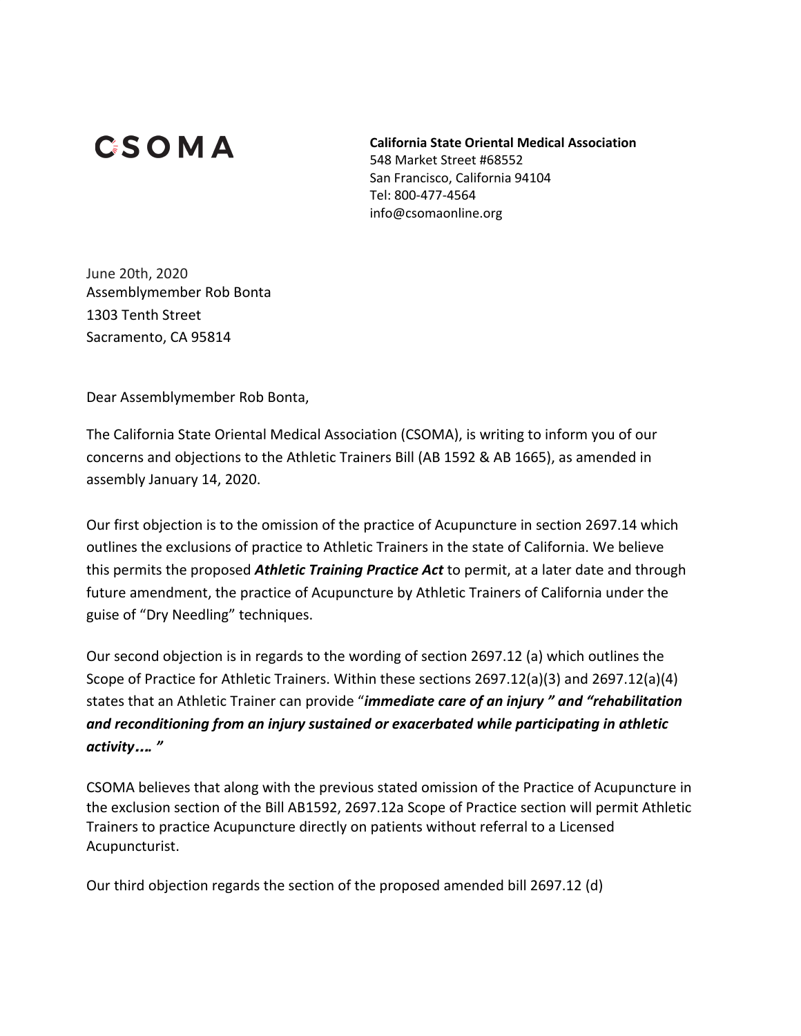# CSOMA

**California State Oriental Medical Association**
548 Market Street #68552
San Francisco, California 94104
Tel: 800-477-4564
info@csomaonline.org

June 20th, 2020
Assemblymember Rob Bonta
1303 Tenth Street
Sacramento, CA 95814

Dear Assemblymember Rob Bonta,

The California State Oriental Medical Association (CSOMA), is writing to inform you of our concerns and objections to the Athletic Trainers Bill (AB 1592 & AB 1665), as amended in assembly January 14, 2020.

Our first objection is to the omission of the practice of Acupuncture in section 2697.14 which outlines the exclusions of practice to Athletic Trainers in the state of California. We believe this permits the proposed ***Athletic Training Practice Act*** to permit, at a later date and through future amendment, the practice of Acupuncture by Athletic Trainers of California under the guise of "Dry Needling" techniques.

Our second objection is in regards to the wording of section 2697.12 (a) which outlines the Scope of Practice for Athletic Trainers. Within these sections 2697.12(a)(3) and 2697.12(a)(4) states that an Athletic Trainer can provide "***immediate care of an injury " and "rehabilitation and reconditioning from an injury sustained or exacerbated while participating in athletic activity…. "***

CSOMA believes that along with the previous stated omission of the Practice of Acupuncture in the exclusion section of the Bill AB1592, 2697.12a Scope of Practice section will permit Athletic Trainers to practice Acupuncture directly on patients without referral to a Licensed Acupuncturist.

Our third objection regards the section of the proposed amended bill 2697.12 (d)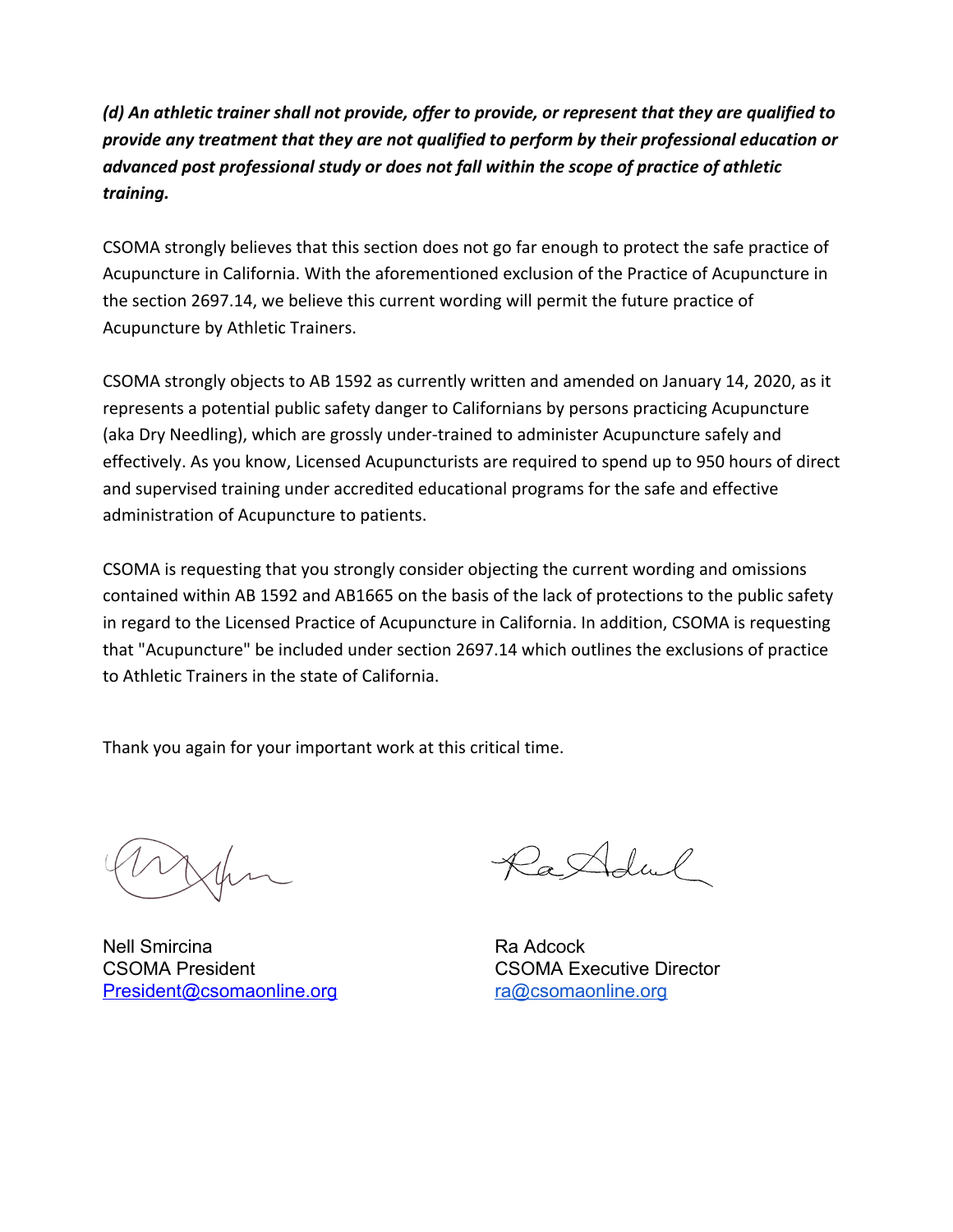***(d) An athletic trainer shall not provide, offer to provide, or represent that they are qualified to provide any treatment that they are not qualified to perform by their professional education or advanced post professional study or does not fall within the scope of practice of athletic training.***

CSOMA strongly believes that this section does not go far enough to protect the safe practice of Acupuncture in California. With the aforementioned exclusion of the Practice of Acupuncture in the section 2697.14, we believe this current wording will permit the future practice of Acupuncture by Athletic Trainers.

CSOMA strongly objects to AB 1592 as currently written and amended on January 14, 2020, as it represents a potential public safety danger to Californians by persons practicing Acupuncture (aka Dry Needling), which are grossly under-trained to administer Acupuncture safely and effectively. As you know, Licensed Acupuncturists are required to spend up to 950 hours of direct and supervised training under accredited educational programs for the safe and effective administration of Acupuncture to patients.

CSOMA is requesting that you strongly consider objecting the current wording and omissions contained within AB 1592 and AB1665 on the basis of the lack of protections to the public safety in regard to the Licensed Practice of Acupuncture in California. In addition, CSOMA is requesting that "Acupuncture" be included under section 2697.14 which outlines the exclusions of practice to Athletic Trainers in the state of California.

Thank you again for your important work at this critical time.

Nell Smircina
CSOMA President
President@csomaonline.org

Ra Adcock
CSOMA Executive Director
ra@csomaonline.org